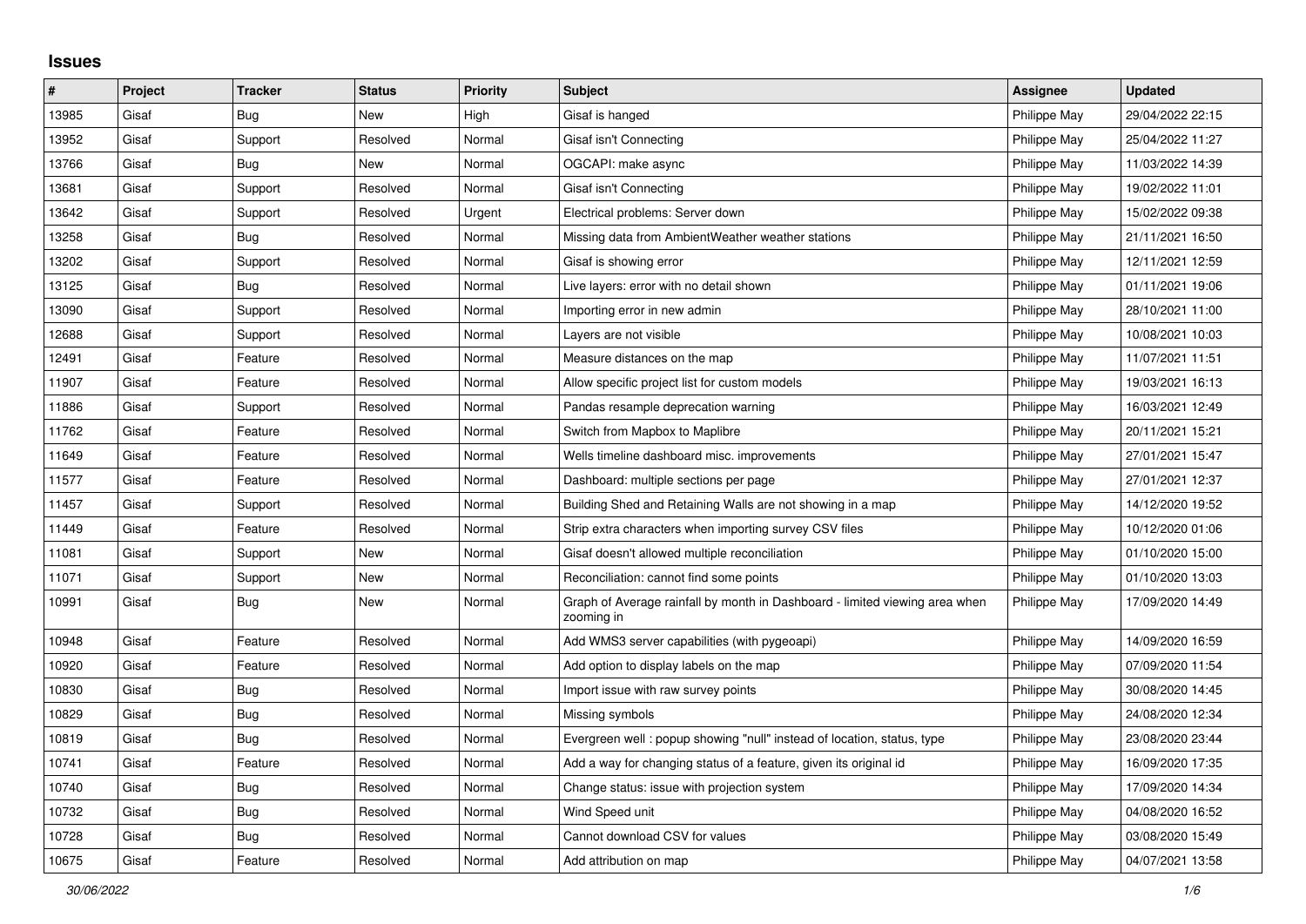## Issues

| # | Project | Tracker | Status | Priority | Subject | Assignee | Updated |
|---|---|---|---|---|---|---|---|
| 13985 | Gisaf | Bug | New | High | Gisaf is hanged | Philippe May | 29/04/2022 22:15 |
| 13952 | Gisaf | Support | Resolved | Normal | Gisaf isn't Connecting | Philippe May | 25/04/2022 11:27 |
| 13766 | Gisaf | Bug | New | Normal | OGCAPI: make async | Philippe May | 11/03/2022 14:39 |
| 13681 | Gisaf | Support | Resolved | Normal | Gisaf isn't Connecting | Philippe May | 19/02/2022 11:01 |
| 13642 | Gisaf | Support | Resolved | Urgent | Electrical problems: Server down | Philippe May | 15/02/2022 09:38 |
| 13258 | Gisaf | Bug | Resolved | Normal | Missing data from AmbientWeather weather stations | Philippe May | 21/11/2021 16:50 |
| 13202 | Gisaf | Support | Resolved | Normal | Gisaf is showing error | Philippe May | 12/11/2021 12:59 |
| 13125 | Gisaf | Bug | Resolved | Normal | Live layers: error with no detail shown | Philippe May | 01/11/2021 19:06 |
| 13090 | Gisaf | Support | Resolved | Normal | Importing error in new admin | Philippe May | 28/10/2021 11:00 |
| 12688 | Gisaf | Support | Resolved | Normal | Layers are not visible | Philippe May | 10/08/2021 10:03 |
| 12491 | Gisaf | Feature | Resolved | Normal | Measure distances on the map | Philippe May | 11/07/2021 11:51 |
| 11907 | Gisaf | Feature | Resolved | Normal | Allow specific project list for custom models | Philippe May | 19/03/2021 16:13 |
| 11886 | Gisaf | Support | Resolved | Normal | Pandas resample deprecation warning | Philippe May | 16/03/2021 12:49 |
| 11762 | Gisaf | Feature | Resolved | Normal | Switch from Mapbox to Maplibre | Philippe May | 20/11/2021 15:21 |
| 11649 | Gisaf | Feature | Resolved | Normal | Wells timeline dashboard misc. improvements | Philippe May | 27/01/2021 15:47 |
| 11577 | Gisaf | Feature | Resolved | Normal | Dashboard: multiple sections per page | Philippe May | 27/01/2021 12:37 |
| 11457 | Gisaf | Support | Resolved | Normal | Building Shed and Retaining Walls are not showing in a map | Philippe May | 14/12/2020 19:52 |
| 11449 | Gisaf | Feature | Resolved | Normal | Strip extra characters when importing survey CSV files | Philippe May | 10/12/2020 01:06 |
| 11081 | Gisaf | Support | New | Normal | Gisaf doesn't allowed multiple reconciliation | Philippe May | 01/10/2020 15:00 |
| 11071 | Gisaf | Support | New | Normal | Reconciliation: cannot find some points | Philippe May | 01/10/2020 13:03 |
| 10991 | Gisaf | Bug | New | Normal | Graph of Average rainfall by month in Dashboard - limited viewing area when zooming in | Philippe May | 17/09/2020 14:49 |
| 10948 | Gisaf | Feature | Resolved | Normal | Add WMS3 server capabilities (with pygeoapi) | Philippe May | 14/09/2020 16:59 |
| 10920 | Gisaf | Feature | Resolved | Normal | Add option to display labels on the map | Philippe May | 07/09/2020 11:54 |
| 10830 | Gisaf | Bug | Resolved | Normal | Import issue with raw survey points | Philippe May | 30/08/2020 14:45 |
| 10829 | Gisaf | Bug | Resolved | Normal | Missing symbols | Philippe May | 24/08/2020 12:34 |
| 10819 | Gisaf | Bug | Resolved | Normal | Evergreen well : popup showing "null" instead of location, status, type | Philippe May | 23/08/2020 23:44 |
| 10741 | Gisaf | Feature | Resolved | Normal | Add a way for changing status of a feature, given its original id | Philippe May | 16/09/2020 17:35 |
| 10740 | Gisaf | Bug | Resolved | Normal | Change status: issue with projection system | Philippe May | 17/09/2020 14:34 |
| 10732 | Gisaf | Bug | Resolved | Normal | Wind Speed unit | Philippe May | 04/08/2020 16:52 |
| 10728 | Gisaf | Bug | Resolved | Normal | Cannot download CSV for values | Philippe May | 03/08/2020 15:49 |
| 10675 | Gisaf | Feature | Resolved | Normal | Add attribution on map | Philippe May | 04/07/2021 13:58 |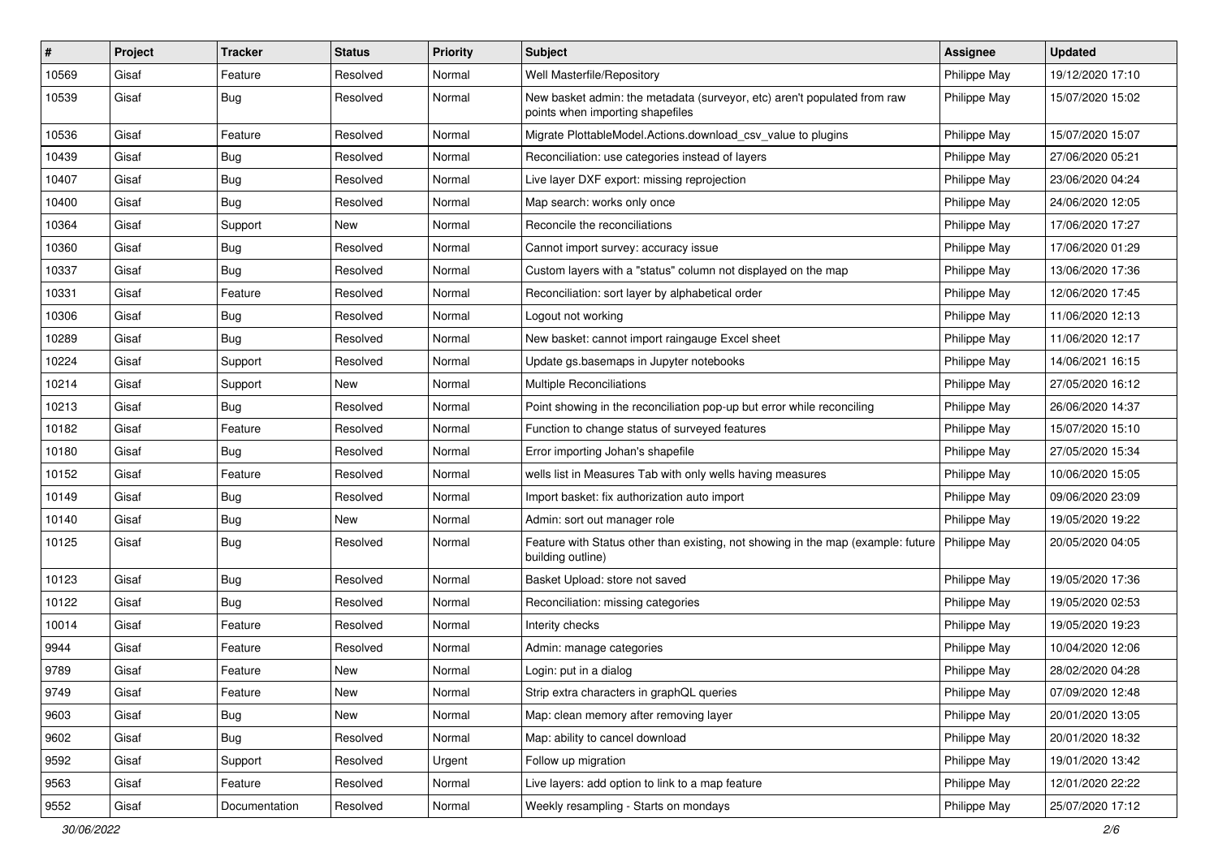| # | Project | Tracker | Status | Priority | Subject | Assignee | Updated |
|---|---|---|---|---|---|---|---|
| 10569 | Gisaf | Feature | Resolved | Normal | Well Masterfile/Repository | Philippe May | 19/12/2020 17:10 |
| 10539 | Gisaf | Bug | Resolved | Normal | New basket admin: the metadata (surveyor, etc) aren't populated from raw points when importing shapefiles | Philippe May | 15/07/2020 15:02 |
| 10536 | Gisaf | Feature | Resolved | Normal | Migrate PlottableModel.Actions.download_csv_value to plugins | Philippe May | 15/07/2020 15:07 |
| 10439 | Gisaf | Bug | Resolved | Normal | Reconciliation: use categories instead of layers | Philippe May | 27/06/2020 05:21 |
| 10407 | Gisaf | Bug | Resolved | Normal | Live layer DXF export: missing reprojection | Philippe May | 23/06/2020 04:24 |
| 10400 | Gisaf | Bug | Resolved | Normal | Map search: works only once | Philippe May | 24/06/2020 12:05 |
| 10364 | Gisaf | Support | New | Normal | Reconcile the reconciliations | Philippe May | 17/06/2020 17:27 |
| 10360 | Gisaf | Bug | Resolved | Normal | Cannot import survey: accuracy issue | Philippe May | 17/06/2020 01:29 |
| 10337 | Gisaf | Bug | Resolved | Normal | Custom layers with a "status" column not displayed on the map | Philippe May | 13/06/2020 17:36 |
| 10331 | Gisaf | Feature | Resolved | Normal | Reconciliation: sort layer by alphabetical order | Philippe May | 12/06/2020 17:45 |
| 10306 | Gisaf | Bug | Resolved | Normal | Logout not working | Philippe May | 11/06/2020 12:13 |
| 10289 | Gisaf | Bug | Resolved | Normal | New basket: cannot import raingauge Excel sheet | Philippe May | 11/06/2020 12:17 |
| 10224 | Gisaf | Support | Resolved | Normal | Update gs.basemaps in Jupyter notebooks | Philippe May | 14/06/2021 16:15 |
| 10214 | Gisaf | Support | New | Normal | Multiple Reconciliations | Philippe May | 27/05/2020 16:12 |
| 10213 | Gisaf | Bug | Resolved | Normal | Point showing in the reconciliation pop-up but error while reconciling | Philippe May | 26/06/2020 14:37 |
| 10182 | Gisaf | Feature | Resolved | Normal | Function to change status of surveyed features | Philippe May | 15/07/2020 15:10 |
| 10180 | Gisaf | Bug | Resolved | Normal | Error importing Johan's shapefile | Philippe May | 27/05/2020 15:34 |
| 10152 | Gisaf | Feature | Resolved | Normal | wells list in Measures Tab with only wells having measures | Philippe May | 10/06/2020 15:05 |
| 10149 | Gisaf | Bug | Resolved | Normal | Import basket: fix authorization auto import | Philippe May | 09/06/2020 23:09 |
| 10140 | Gisaf | Bug | New | Normal | Admin: sort out manager role | Philippe May | 19/05/2020 19:22 |
| 10125 | Gisaf | Bug | Resolved | Normal | Feature with Status other than existing, not showing in the map (example: future building outline) | Philippe May | 20/05/2020 04:05 |
| 10123 | Gisaf | Bug | Resolved | Normal | Basket Upload: store not saved | Philippe May | 19/05/2020 17:36 |
| 10122 | Gisaf | Bug | Resolved | Normal | Reconciliation: missing categories | Philippe May | 19/05/2020 02:53 |
| 10014 | Gisaf | Feature | Resolved | Normal | Interity checks | Philippe May | 19/05/2020 19:23 |
| 9944 | Gisaf | Feature | Resolved | Normal | Admin: manage categories | Philippe May | 10/04/2020 12:06 |
| 9789 | Gisaf | Feature | New | Normal | Login: put in a dialog | Philippe May | 28/02/2020 04:28 |
| 9749 | Gisaf | Feature | New | Normal | Strip extra characters in graphQL queries | Philippe May | 07/09/2020 12:48 |
| 9603 | Gisaf | Bug | New | Normal | Map: clean memory after removing layer | Philippe May | 20/01/2020 13:05 |
| 9602 | Gisaf | Bug | Resolved | Normal | Map: ability to cancel download | Philippe May | 20/01/2020 18:32 |
| 9592 | Gisaf | Support | Resolved | Urgent | Follow up migration | Philippe May | 19/01/2020 13:42 |
| 9563 | Gisaf | Feature | Resolved | Normal | Live layers: add option to link to a map feature | Philippe May | 12/01/2020 22:22 |
| 9552 | Gisaf | Documentation | Resolved | Normal | Weekly resampling - Starts on mondays | Philippe May | 25/07/2020 17:12 |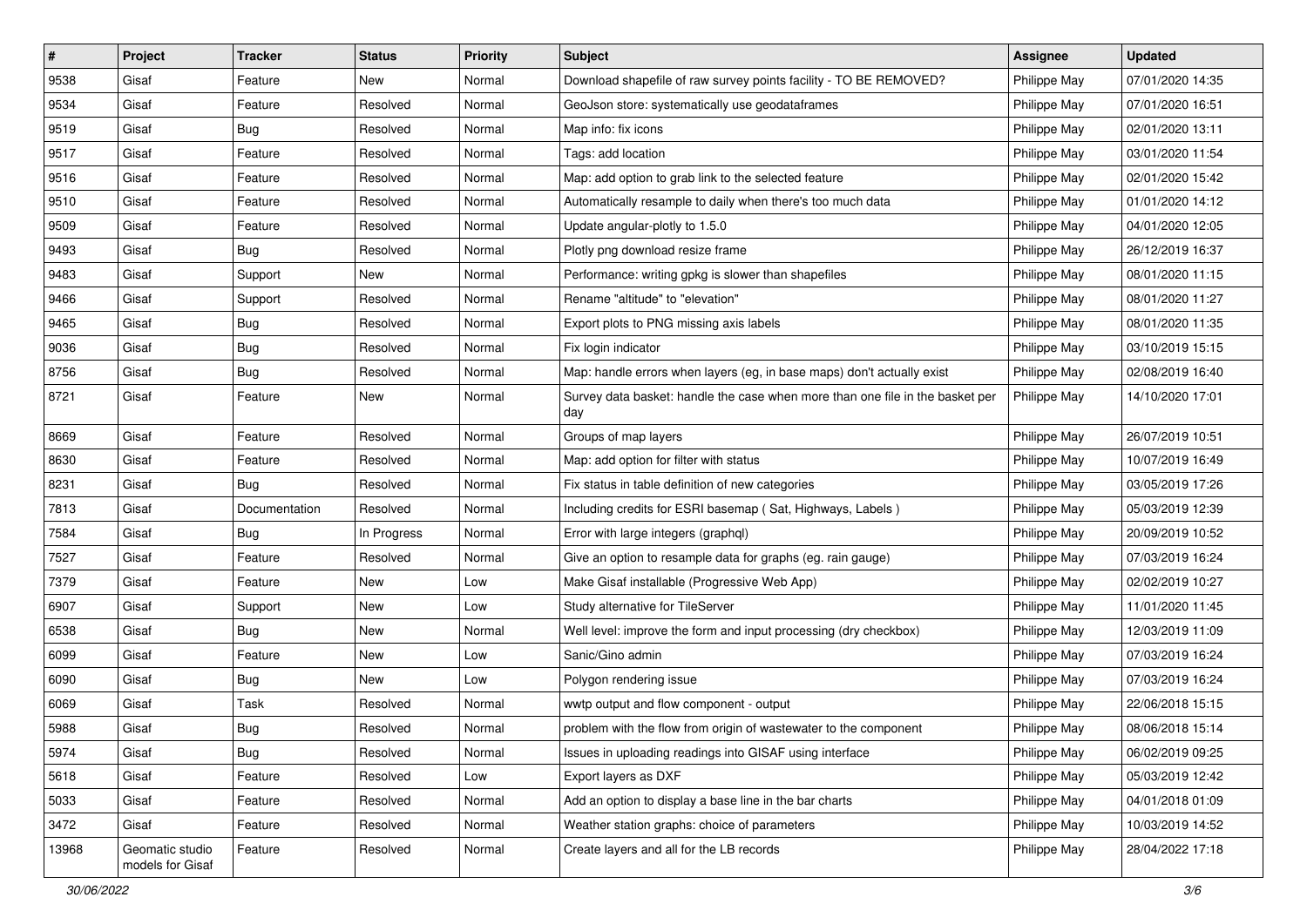| # | Project | Tracker | Status | Priority | Subject | Assignee | Updated |
|---|---|---|---|---|---|---|---|
| 9538 | Gisaf | Feature | New | Normal | Download shapefile of raw survey points facility - TO BE REMOVED? | Philippe May | 07/01/2020 14:35 |
| 9534 | Gisaf | Feature | Resolved | Normal | GeoJson store: systematically use geodataframes | Philippe May | 07/01/2020 16:51 |
| 9519 | Gisaf | Bug | Resolved | Normal | Map info: fix icons | Philippe May | 02/01/2020 13:11 |
| 9517 | Gisaf | Feature | Resolved | Normal | Tags: add location | Philippe May | 03/01/2020 11:54 |
| 9516 | Gisaf | Feature | Resolved | Normal | Map: add option to grab link to the selected feature | Philippe May | 02/01/2020 15:42 |
| 9510 | Gisaf | Feature | Resolved | Normal | Automatically resample to daily when there's too much data | Philippe May | 01/01/2020 14:12 |
| 9509 | Gisaf | Feature | Resolved | Normal | Update angular-plotly to 1.5.0 | Philippe May | 04/01/2020 12:05 |
| 9493 | Gisaf | Bug | Resolved | Normal | Plotly png download resize frame | Philippe May | 26/12/2019 16:37 |
| 9483 | Gisaf | Support | New | Normal | Performance: writing gpkg is slower than shapefiles | Philippe May | 08/01/2020 11:15 |
| 9466 | Gisaf | Support | Resolved | Normal | Rename "altitude" to "elevation" | Philippe May | 08/01/2020 11:27 |
| 9465 | Gisaf | Bug | Resolved | Normal | Export plots to PNG missing axis labels | Philippe May | 08/01/2020 11:35 |
| 9036 | Gisaf | Bug | Resolved | Normal | Fix login indicator | Philippe May | 03/10/2019 15:15 |
| 8756 | Gisaf | Bug | Resolved | Normal | Map: handle errors when layers (eg, in base maps) don't actually exist | Philippe May | 02/08/2019 16:40 |
| 8721 | Gisaf | Feature | New | Normal | Survey data basket: handle the case when more than one file in the basket per day | Philippe May | 14/10/2020 17:01 |
| 8669 | Gisaf | Feature | Resolved | Normal | Groups of map layers | Philippe May | 26/07/2019 10:51 |
| 8630 | Gisaf | Feature | Resolved | Normal | Map: add option for filter with status | Philippe May | 10/07/2019 16:49 |
| 8231 | Gisaf | Bug | Resolved | Normal | Fix status in table definition of new categories | Philippe May | 03/05/2019 17:26 |
| 7813 | Gisaf | Documentation | Resolved | Normal | Including credits for ESRI basemap ( Sat, Highways, Labels ) | Philippe May | 05/03/2019 12:39 |
| 7584 | Gisaf | Bug | In Progress | Normal | Error with large integers (graphql) | Philippe May | 20/09/2019 10:52 |
| 7527 | Gisaf | Feature | Resolved | Normal | Give an option to resample data for graphs (eg. rain gauge) | Philippe May | 07/03/2019 16:24 |
| 7379 | Gisaf | Feature | New | Low | Make Gisaf installable (Progressive Web App) | Philippe May | 02/02/2019 10:27 |
| 6907 | Gisaf | Support | New | Low | Study alternative for TileServer | Philippe May | 11/01/2020 11:45 |
| 6538 | Gisaf | Bug | New | Normal | Well level: improve the form and input processing (dry checkbox) | Philippe May | 12/03/2019 11:09 |
| 6099 | Gisaf | Feature | New | Low | Sanic/Gino admin | Philippe May | 07/03/2019 16:24 |
| 6090 | Gisaf | Bug | New | Low | Polygon rendering issue | Philippe May | 07/03/2019 16:24 |
| 6069 | Gisaf | Task | Resolved | Normal | wwtp output and flow component - output | Philippe May | 22/06/2018 15:15 |
| 5988 | Gisaf | Bug | Resolved | Normal | problem with the flow from origin of wastewater to the component | Philippe May | 08/06/2018 15:14 |
| 5974 | Gisaf | Bug | Resolved | Normal | Issues in uploading readings into GISAF using interface | Philippe May | 06/02/2019 09:25 |
| 5618 | Gisaf | Feature | Resolved | Low | Export layers as DXF | Philippe May | 05/03/2019 12:42 |
| 5033 | Gisaf | Feature | Resolved | Normal | Add an option to display a base line in the bar charts | Philippe May | 04/01/2018 01:09 |
| 3472 | Gisaf | Feature | Resolved | Normal | Weather station graphs: choice of parameters | Philippe May | 10/03/2019 14:52 |
| 13968 | Geomatic studio models for Gisaf | Feature | Resolved | Normal | Create layers and all for the LB records | Philippe May | 28/04/2022 17:18 |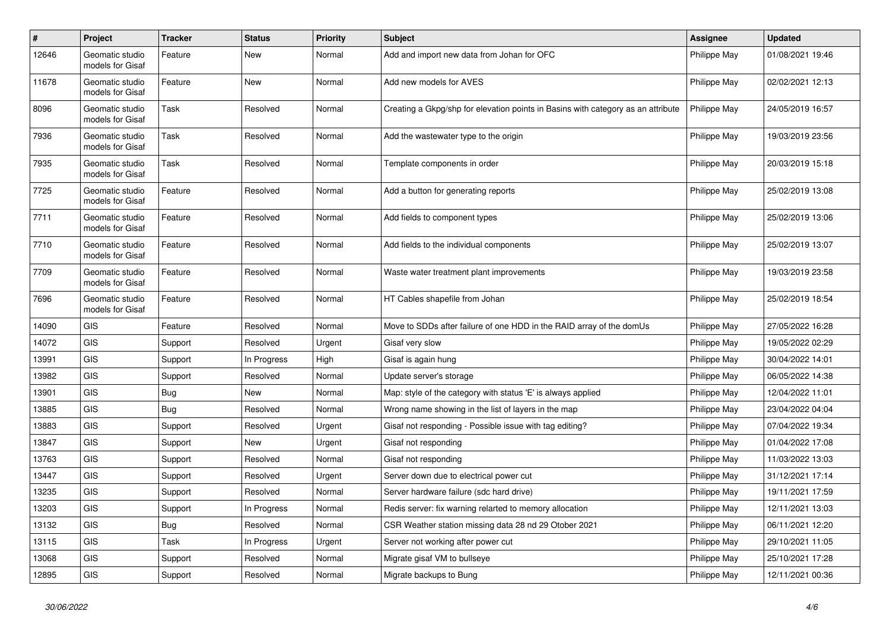| # | Project | Tracker | Status | Priority | Subject | Assignee | Updated |
|---|---|---|---|---|---|---|---|
| 12646 | Geomatic studio models for Gisaf | Feature | New | Normal | Add and import new data from Johan for OFC | Philippe May | 01/08/2021 19:46 |
| 11678 | Geomatic studio models for Gisaf | Feature | New | Normal | Add new models for AVES | Philippe May | 02/02/2021 12:13 |
| 8096 | Geomatic studio models for Gisaf | Task | Resolved | Normal | Creating a Gkpg/shp for elevation points in Basins with category as an attribute | Philippe May | 24/05/2019 16:57 |
| 7936 | Geomatic studio models for Gisaf | Task | Resolved | Normal | Add the wastewater type to the origin | Philippe May | 19/03/2019 23:56 |
| 7935 | Geomatic studio models for Gisaf | Task | Resolved | Normal | Template components in order | Philippe May | 20/03/2019 15:18 |
| 7725 | Geomatic studio models for Gisaf | Feature | Resolved | Normal | Add a button for generating reports | Philippe May | 25/02/2019 13:08 |
| 7711 | Geomatic studio models for Gisaf | Feature | Resolved | Normal | Add fields to component types | Philippe May | 25/02/2019 13:06 |
| 7710 | Geomatic studio models for Gisaf | Feature | Resolved | Normal | Add fields to the individual components | Philippe May | 25/02/2019 13:07 |
| 7709 | Geomatic studio models for Gisaf | Feature | Resolved | Normal | Waste water treatment plant improvements | Philippe May | 19/03/2019 23:58 |
| 7696 | Geomatic studio models for Gisaf | Feature | Resolved | Normal | HT Cables shapefile from Johan | Philippe May | 25/02/2019 18:54 |
| 14090 | GIS | Feature | Resolved | Normal | Move to SDDs after failure of one HDD in the RAID array of the domUs | Philippe May | 27/05/2022 16:28 |
| 14072 | GIS | Support | Resolved | Urgent | Gisaf very slow | Philippe May | 19/05/2022 02:29 |
| 13991 | GIS | Support | In Progress | High | Gisaf is again hung | Philippe May | 30/04/2022 14:01 |
| 13982 | GIS | Support | Resolved | Normal | Update server's storage | Philippe May | 06/05/2022 14:38 |
| 13901 | GIS | Bug | New | Normal | Map: style of the category with status 'E' is always applied | Philippe May | 12/04/2022 11:01 |
| 13885 | GIS | Bug | Resolved | Normal | Wrong name showing in the list of layers in the map | Philippe May | 23/04/2022 04:04 |
| 13883 | GIS | Support | Resolved | Urgent | Gisaf not responding - Possible issue with tag editing? | Philippe May | 07/04/2022 19:34 |
| 13847 | GIS | Support | New | Urgent | Gisaf not responding | Philippe May | 01/04/2022 17:08 |
| 13763 | GIS | Support | Resolved | Normal | Gisaf not responding | Philippe May | 11/03/2022 13:03 |
| 13447 | GIS | Support | Resolved | Urgent | Server down due to electrical power cut | Philippe May | 31/12/2021 17:14 |
| 13235 | GIS | Support | Resolved | Normal | Server hardware failure (sdc hard drive) | Philippe May | 19/11/2021 17:59 |
| 13203 | GIS | Support | In Progress | Normal | Redis server: fix warning relarted to memory allocation | Philippe May | 12/11/2021 13:03 |
| 13132 | GIS | Bug | Resolved | Normal | CSR Weather station missing data 28 nd 29 Otober 2021 | Philippe May | 06/11/2021 12:20 |
| 13115 | GIS | Task | In Progress | Urgent | Server not working after power cut | Philippe May | 29/10/2021 11:05 |
| 13068 | GIS | Support | Resolved | Normal | Migrate gisaf VM to bullseye | Philippe May | 25/10/2021 17:28 |
| 12895 | GIS | Support | Resolved | Normal | Migrate backups to Bung | Philippe May | 12/11/2021 00:36 |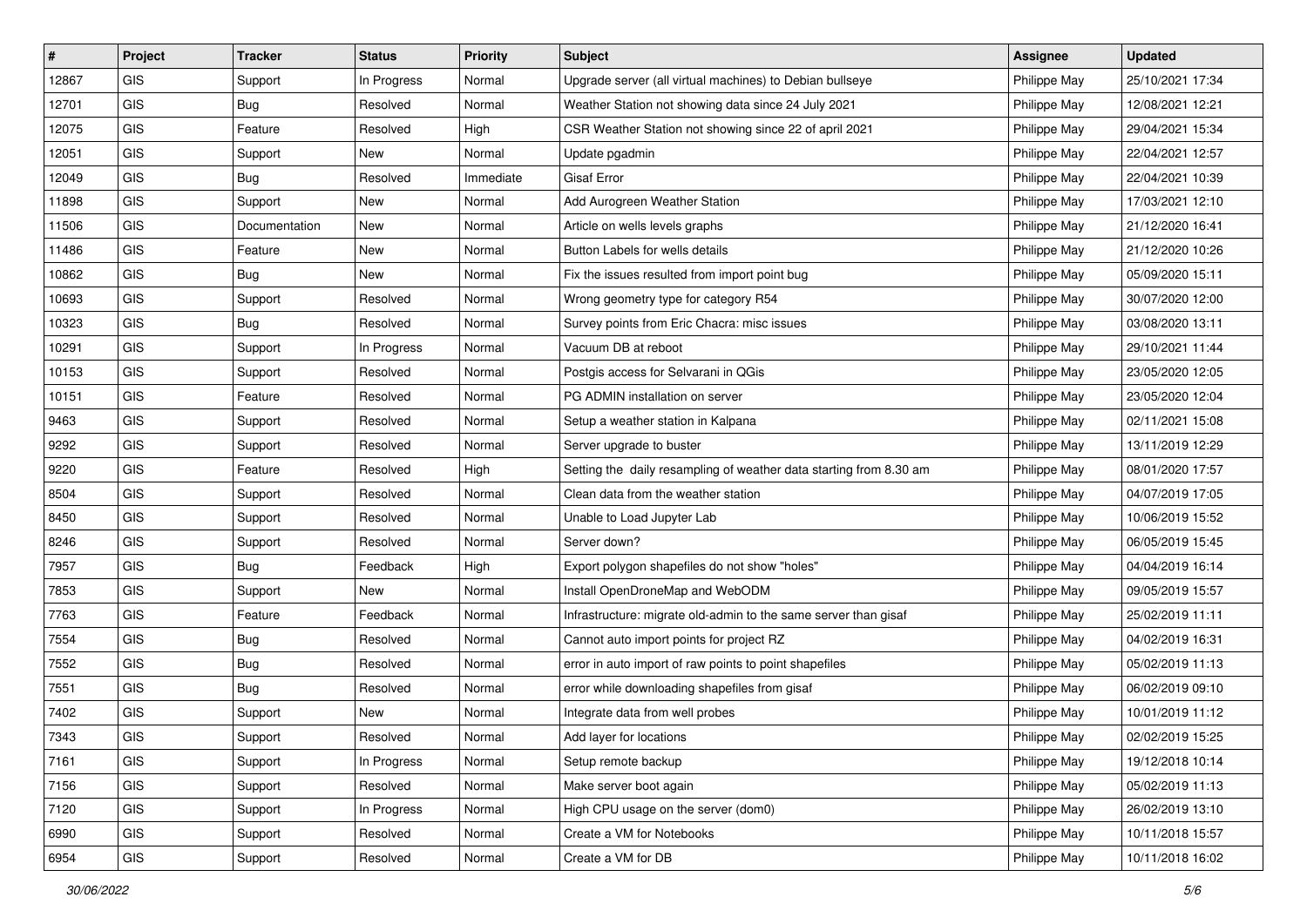| # | Project | Tracker | Status | Priority | Subject | Assignee | Updated |
|---|---|---|---|---|---|---|---|
| 12867 | GIS | Support | In Progress | Normal | Upgrade server (all virtual machines) to Debian bullseye | Philippe May | 25/10/2021 17:34 |
| 12701 | GIS | Bug | Resolved | Normal | Weather Station not showing data since 24 July 2021 | Philippe May | 12/08/2021 12:21 |
| 12075 | GIS | Feature | Resolved | High | CSR Weather Station not showing since 22 of april 2021 | Philippe May | 29/04/2021 15:34 |
| 12051 | GIS | Support | New | Normal | Update pgadmin | Philippe May | 22/04/2021 12:57 |
| 12049 | GIS | Bug | Resolved | Immediate | Gisaf Error | Philippe May | 22/04/2021 10:39 |
| 11898 | GIS | Support | New | Normal | Add Aurogreen Weather Station | Philippe May | 17/03/2021 12:10 |
| 11506 | GIS | Documentation | New | Normal | Article on wells levels graphs | Philippe May | 21/12/2020 16:41 |
| 11486 | GIS | Feature | New | Normal | Button Labels for wells details | Philippe May | 21/12/2020 10:26 |
| 10862 | GIS | Bug | New | Normal | Fix the issues resulted from import point bug | Philippe May | 05/09/2020 15:11 |
| 10693 | GIS | Support | Resolved | Normal | Wrong geometry type for category R54 | Philippe May | 30/07/2020 12:00 |
| 10323 | GIS | Bug | Resolved | Normal | Survey points from Eric Chacra: misc issues | Philippe May | 03/08/2020 13:11 |
| 10291 | GIS | Support | In Progress | Normal | Vacuum DB at reboot | Philippe May | 29/10/2021 11:44 |
| 10153 | GIS | Support | Resolved | Normal | Postgis access for Selvarani in QGis | Philippe May | 23/05/2020 12:05 |
| 10151 | GIS | Feature | Resolved | Normal | PG ADMIN installation on server | Philippe May | 23/05/2020 12:04 |
| 9463 | GIS | Support | Resolved | Normal | Setup a weather station in Kalpana | Philippe May | 02/11/2021 15:08 |
| 9292 | GIS | Support | Resolved | Normal | Server upgrade to buster | Philippe May | 13/11/2019 12:29 |
| 9220 | GIS | Feature | Resolved | High | Setting the daily resampling of weather data starting from 8.30 am | Philippe May | 08/01/2020 17:57 |
| 8504 | GIS | Support | Resolved | Normal | Clean data from the weather station | Philippe May | 04/07/2019 17:05 |
| 8450 | GIS | Support | Resolved | Normal | Unable to Load Jupyter Lab | Philippe May | 10/06/2019 15:52 |
| 8246 | GIS | Support | Resolved | Normal | Server down? | Philippe May | 06/05/2019 15:45 |
| 7957 | GIS | Bug | Feedback | High | Export polygon shapefiles do not show "holes" | Philippe May | 04/04/2019 16:14 |
| 7853 | GIS | Support | New | Normal | Install OpenDroneMap and WebODM | Philippe May | 09/05/2019 15:57 |
| 7763 | GIS | Feature | Feedback | Normal | Infrastructure: migrate old-admin to the same server than gisaf | Philippe May | 25/02/2019 11:11 |
| 7554 | GIS | Bug | Resolved | Normal | Cannot auto import points for project RZ | Philippe May | 04/02/2019 16:31 |
| 7552 | GIS | Bug | Resolved | Normal | error in auto import of raw points to point shapefiles | Philippe May | 05/02/2019 11:13 |
| 7551 | GIS | Bug | Resolved | Normal | error while downloading shapefiles from gisaf | Philippe May | 06/02/2019 09:10 |
| 7402 | GIS | Support | New | Normal | Integrate data from well probes | Philippe May | 10/01/2019 11:12 |
| 7343 | GIS | Support | Resolved | Normal | Add layer for locations | Philippe May | 02/02/2019 15:25 |
| 7161 | GIS | Support | In Progress | Normal | Setup remote backup | Philippe May | 19/12/2018 10:14 |
| 7156 | GIS | Support | Resolved | Normal | Make server boot again | Philippe May | 05/02/2019 11:13 |
| 7120 | GIS | Support | In Progress | Normal | High CPU usage on the server (dom0) | Philippe May | 26/02/2019 13:10 |
| 6990 | GIS | Support | Resolved | Normal | Create a VM for Notebooks | Philippe May | 10/11/2018 15:57 |
| 6954 | GIS | Support | Resolved | Normal | Create a VM for DB | Philippe May | 10/11/2018 16:02 |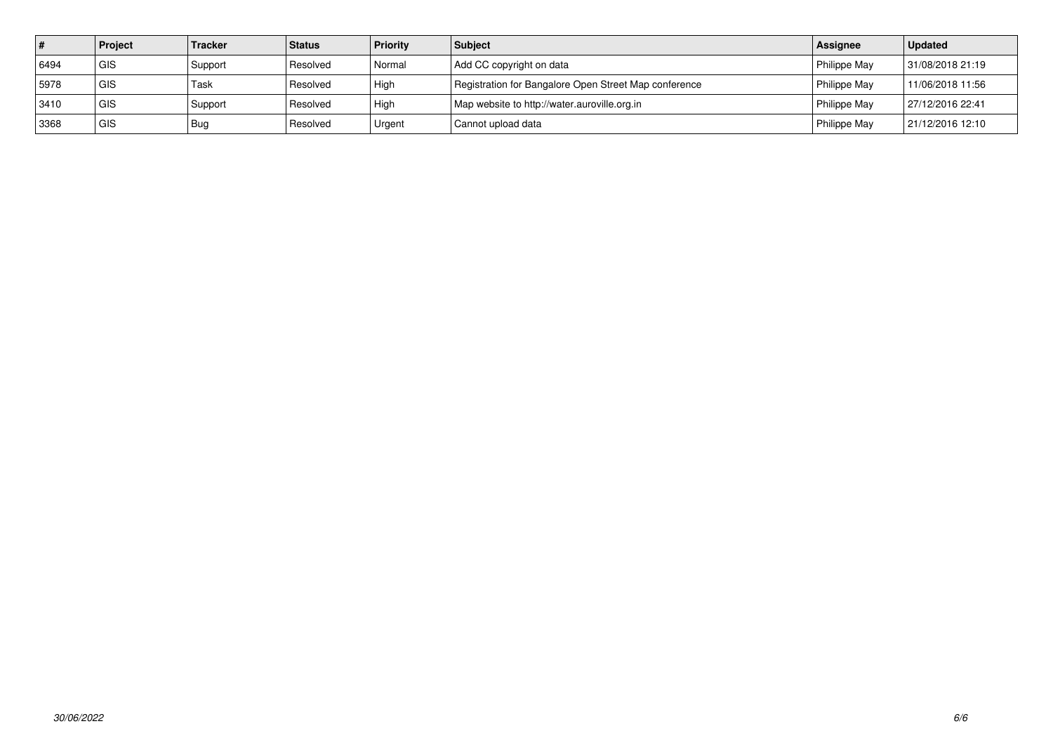| # | Project | Tracker | Status | Priority | Subject | Assignee | Updated |
|---|---|---|---|---|---|---|---|
| 6494 | GIS | Support | Resolved | Normal | Add CC copyright on data | Philippe May | 31/08/2018 21:19 |
| 5978 | GIS | Task | Resolved | High | Registration for Bangalore Open Street Map conference | Philippe May | 11/06/2018 11:56 |
| 3410 | GIS | Support | Resolved | High | Map website to http://water.auroville.org.in | Philippe May | 27/12/2016 22:41 |
| 3368 | GIS | Bug | Resolved | Urgent | Cannot upload data | Philippe May | 21/12/2016 12:10 |